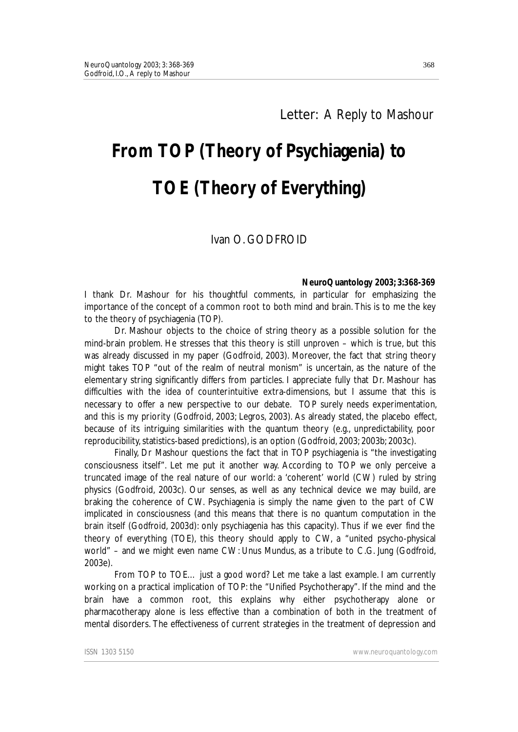Letter: A Reply to Mashour

# From TOP (Theory of Psychiagenia) to TOE (Theory of Everything)

Ivan O. GODFROID

**NeuroQuantology 2003; 3:368-369**

I thank Dr. Mashour for his thoughtful comments, in particular for emphasizing the importance of the concept of a common root to both mind and brain. This is to me the key to the theory of psychiagenia (TOP).

Dr. Mashour objects to the choice of string theory as a possible solution for the mind-brain problem. He stresses that this theory is still unproven – which is true, but this was already discussed in my paper (Godfroid, 2003). Moreover, the fact that string theory might takes TOP "out of the realm of neutral monism" is uncertain, as the nature of the elementary string significantly differs from particles. I appreciate fully that Dr. Mashour has difficulties with the idea of counterintuitive extra-dimensions, but I assume that this is necessary to offer a new perspective to our debate. TOP surely needs experimentation, and this is my priority (Godfroid, 2003; Legros, 2003). As already stated, the placebo effect, because of its intriguing similarities with the quantum theory (e.g., unpredictability, poor reproducibility, statistics-based predictions), is an option (Godfroid, 2003; 2003b; 2003c).

Finally, Dr Mashour questions the fact that in TOP psychiagenia is "the investigating consciousness itself". Let me put it another way. According to TOP we only perceive a truncated image of the real nature of our world: a 'coherent' world (CW) ruled by string physics (Godfroid, 2003c). Our senses, as well as any technical device we may build, are braking the coherence of CW. Psychiagenia is simply the name given to the part of CW implicated in consciousness (and this means that there is no quantum computation in the brain itself (Godfroid, 2003d): only psychiagenia has this capacity). Thus if we ever find the theory of everything (TOE), this theory should apply to CW, a "united psycho-physical world" – and we might even name CW: Unus Mundus, as a tribute to C.G. Jung (Godfroid, 2003e).

From TOP to TOE… just a good word? Let me take a last example. I am currently working on a practical implication of TOP: the "Unified Psychotherapy". If the mind and the brain have a common root, this explains why either psychotherapy alone or pharmacotherapy alone is less effective than a combination of both in the treatment of mental disorders. The effectiveness of current strategies in the treatment of depression and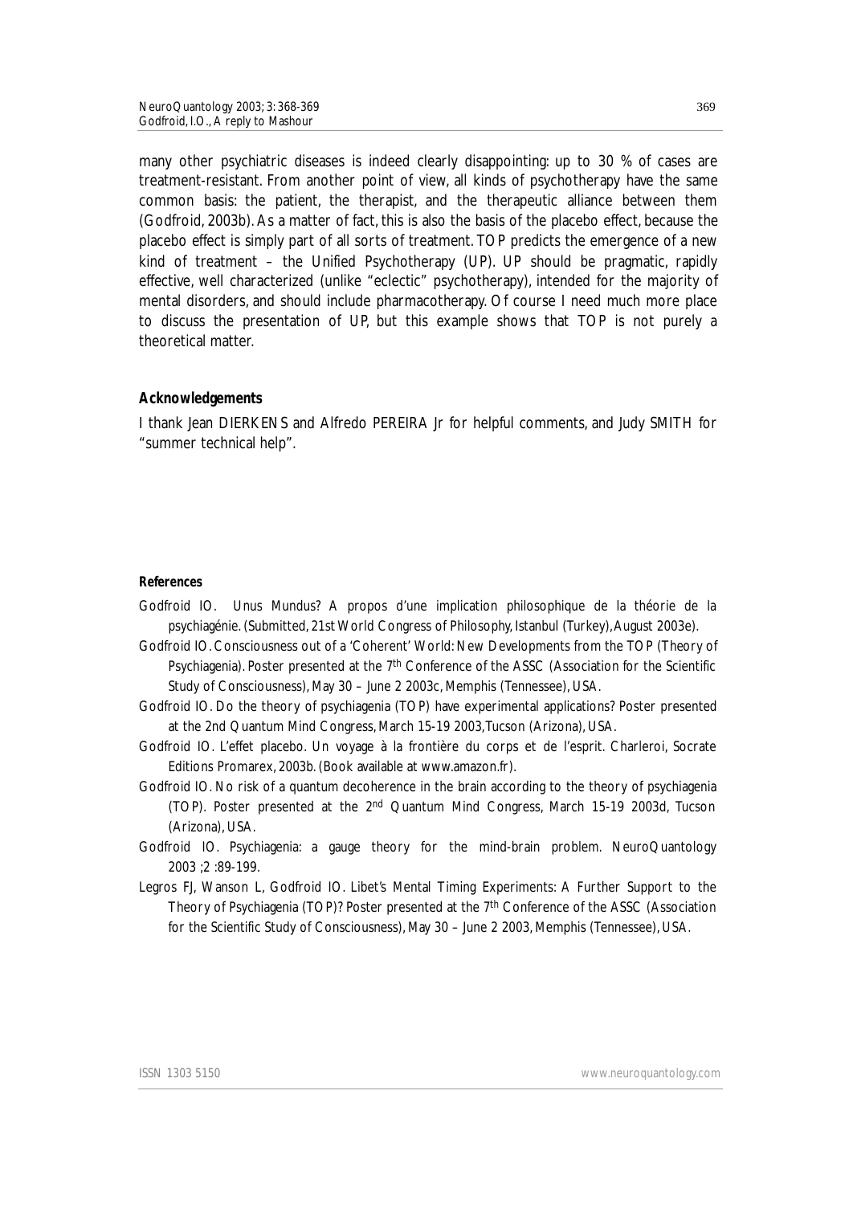many other psychiatric diseases is indeed clearly disappointing: up to 30 % of cases are treatment-resistant. From another point of view, all kinds of psychotherapy have the same common basis: the patient, the therapist, and the therapeutic alliance between them (Godfroid, 2003b). As a matter of fact, this is also the basis of the placebo effect, because the placebo effect is simply part of all sorts of treatment. TOP predicts the emergence of a new kind of treatment – the Unified Psychotherapy (UP). UP should be pragmatic, rapidly effective, well characterized (unlike "eclectic" psychotherapy), intended for the majority of mental disorders, and should include pharmacotherapy. Of course I need much more place to discuss the presentation of UP, but this example shows that TOP is not purely a theoretical matter.

### Acknowledgements

I thank Jean DIERKENS and Alfredo PEREIRA Jr for helpful comments, and Judy SMITH for "summer technical help".

### References

- Godfroid IO. Unus Mundus? A propos d'une implication philosophique de la théorie de la psychiagénie. (Submitted, 21st World Congress of Philosophy, Istanbul (Turkey), August 2003e).
- Godfroid IO. Consciousness out of a 'Coherent' World: New Developments from the TOP (Theory of Psychiagenia). Poster presented at the 7th Conference of the ASSC (Association for the Scientific Study of Consciousness), May 30 – June 2 2003c, Memphis (Tennessee), USA.
- Godfroid IO. Do the theory of psychiagenia (TOP) have experimental applications? Poster presented at the 2nd Quantum Mind Congress, March 15-19 2003, Tucson (Arizona), USA.
- Godfroid IO. L'effet placebo. Un voyage à la frontière du corps et de l'esprit. Charleroi, Socrate Editions Promarex, 2003b. (Book available at www.amazon.fr).
- Godfroid IO. No risk of a quantum decoherence in the brain according to the theory of psychiagenia (TOP). Poster presented at the 2nd Quantum Mind Congress, March 15-19 2003d, Tucson (Arizona), USA.
- Godfroid IO. Psychiagenia: a gauge theory for the mind-brain problem. NeuroQuantology 2003 ;2 :89-199.
- Legros FJ, Wanson L, Godfroid IO. Libet's Mental Timing Experiments: A Further Support to the Theory of Psychiagenia (TOP)? Poster presented at the 7th Conference of the ASSC (Association for the Scientific Study of Consciousness), May 30 – June 2 2003, Memphis (Tennessee), USA.